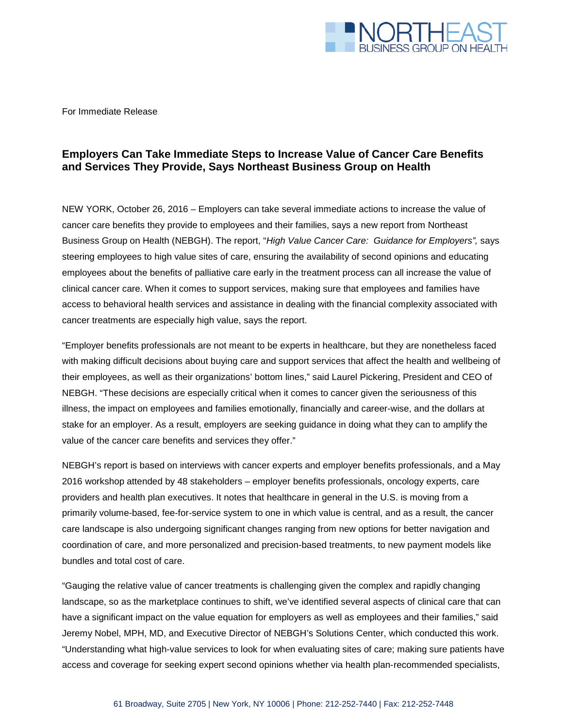For Immediate Release

## Employers Can Take Immediate Steps to Increase Value of Cancer Care Benefits and Services They Provide, Says Northeast Business Group on Health

NEW YORK, October 26, 2016 – Employers can take several immediate actions to increase the value of cancer care benefits they provide to employees and their families, says a new report from Northeast Business Group on Health (NEBGH). The report, "*High Value Cancer Care: Guidance for Employers",* says steering employees to high value sites of care, ensuring the availability of second opinions and educating employees about the benefits of palliative care early in the treatment process can all increase the value of clinical cancer care. When it comes to support services, making sure that employees and families have access to behavioral health services and assistance in dealing with the financial complexity associated with cancer treatments are especially high value, says the report.

"Employer benefits professionals are not meant to be experts in healthcare, but they are nonetheless faced with making difficult decisions about buying care and support services that affect the health and wellbeing of their employees, as well as their organizations' bottom lines," said Laurel Pickering, President and CEO of NEBGH. "These decisions are especially critical when it comes to cancer given the seriousness of this illness, the impact on employees and families emotionally, financially and career-wise, and the dollars at stake for an employer. As a result, employers are seeking guidance in doing what they can to amplify the value of the cancer care benefits and services they offer."

NEBGH's report is based on interviews with cancer experts and employer benefits professionals, and a May 2016 workshop attended by 48 stakeholders – employer benefits professionals, oncology experts, care providers and health plan executives. It notes that healthcare in general in the U.S. is moving from a primarily volume-based, fee-for-service system to one in which value is central, and as a result, the cancer care landscape is also undergoing significant changes ranging from new options for better navigation and coordination of care, and more personalized and precision-based treatments, to new payment models like bundles and total cost of care.

"Gauging the relative value of cancer treatments is challenging given the complex and rapidly changing landscape, so as the marketplace continues to shift, we've identified several aspects of clinical care that can have a significant impact on the value equation for employers as well as employees and their families," said Jeremy Nobel, MPH, MD, and Executive Director of NEBGH's Solutions Center, which conducted this work. "Understanding what high-value services to look for when evaluating sites of care; making sure patients have access and coverage for seeking expert second opinions whether via health plan-recommended specialists,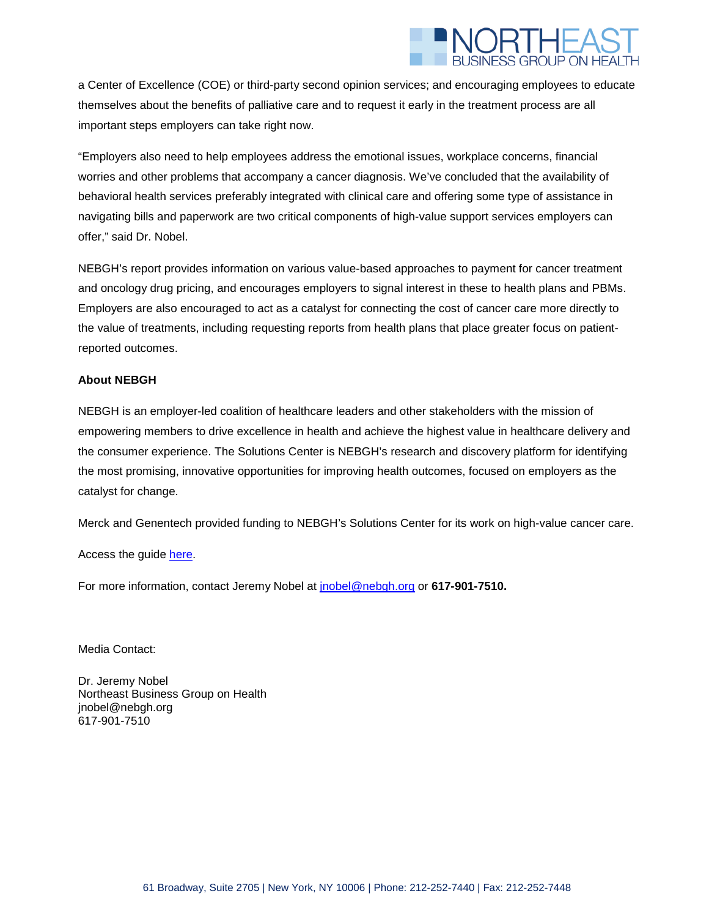a Center of Excellence (COE) or third-party second opinion services; and encouraging employees to educate themselves about the benefits of palliative care and to request it early in the treatment process are all important steps employers can take right now.

"Employers also need to help employees address the emotional issues, workplace concerns, financial worries and other problems that accompany a cancer diagnosis. We've concluded that the availability of behavioral health services preferably integrated with clinical care and offering some type of assistance in navigating bills and paperwork are two critical components of high-value support services employers can offer," said Dr. Nobel.

NEBGH's report provides information on various value-based approaches to payment for cancer treatment and oncology drug pricing, and encourages employers to signal interest in these to health plans and PBMs. Employers are also encouraged to act as a catalyst for connecting the cost of cancer care more directly to the value of treatments, including requesting reports from health plans that place greater focus on patient-reported outcomes.

**About NEBGH**

NEBGH is an employer-led coalition of healthcare leaders and other stakeholders with the mission of empowering members to drive excellence in health and achieve the highest value in healthcare delivery and the consumer experience. The Solutions Center is NEBGH's research and discovery platform for identifying the most promising, innovative opportunities for improving health outcomes, focused on employers as the catalyst for change.

Merck and Genentech provided funding to NEBGH's Solutions Center for its work on high-value cancer care.

Access the guide here.

For more information, contact Jeremy Nobel at jnobel@nebgh.org or **617-901-7510.**

Media Contact:

Dr. Jeremy Nobel
Northeast Business Group on Health
jnobel@nebgh.org
617-901-7510